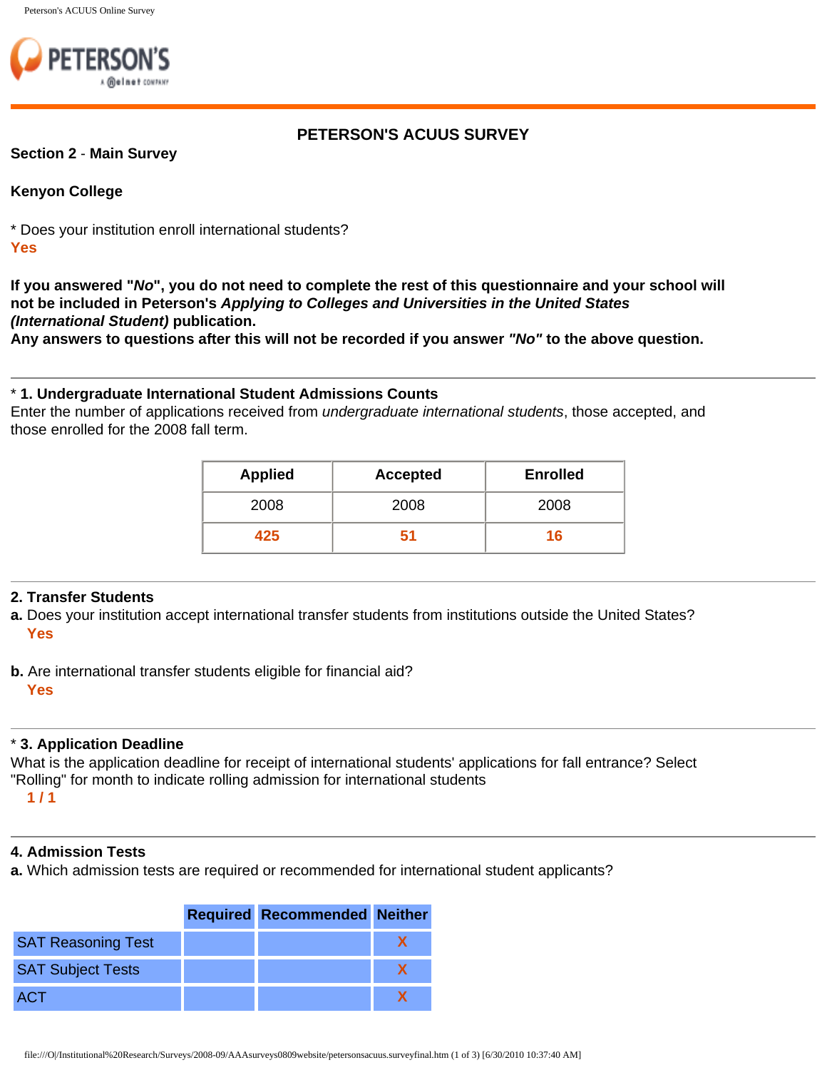# PETERSON'S ACUUS SURVEY

**Section 2** - **Main Survey**

**Kenyon College**

* Does your institution enroll international students?
**Yes**

**If you answered "*No*", you do not need to complete the rest of this questionnaire and your school will not be included in Peterson's *Applying to Colleges and Universities in the United States (International Student)* publication.**
**Any answers to questions after this will not be recorded if you answer *"No"* to the above question.**

---

* **1. Undergraduate International Student Admissions Counts**
Enter the number of applications received from *undergraduate international students*, those accepted, and those enrolled for the 2008 fall term.

| Applied | Accepted | Enrolled |
|---|---|---|
| 2008 | 2008 | 2008 |
| **425** | **51** | **16** |

---

**2. Transfer Students**

**a.** Does your institution accept international transfer students from institutions outside the United States?
**Yes**

**b.** Are international transfer students eligible for financial aid?
**Yes**

---

* **3. Application Deadline**
What is the application deadline for receipt of international students' applications for fall entrance? Select "Rolling" for month to indicate rolling admission for international students
**1 / 1**

---

**4. Admission Tests**

**a.** Which admission tests are required or recommended for international student applicants?

| | Required | Recommended | Neither |
|---|---|---|---|
| SAT Reasoning Test | | | X |
| SAT Subject Tests | | | X |
| ACT | | | X |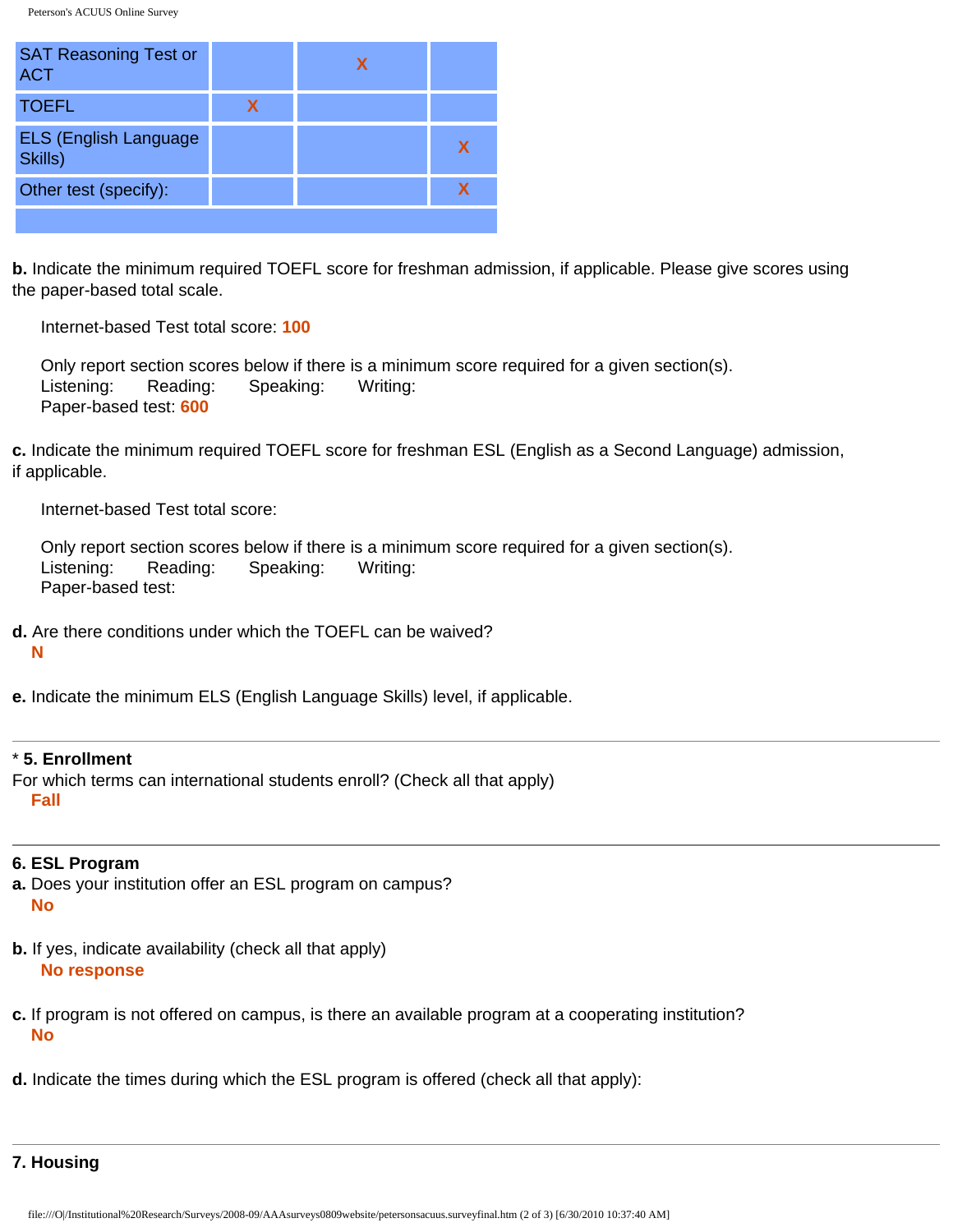| | | | |
|---|---|---|---|
| SAT Reasoning Test or ACT | | X | |
| TOEFL | X | | |
| ELS (English Language Skills) | | | X |
| Other test (specify): | | | X |
| | | | |

**b.** Indicate the minimum required TOEFL score for freshman admission, if applicable. Please give scores using the paper-based total scale.

Internet-based Test total score: **100**

Only report section scores below if there is a minimum score required for a given section(s).
Listening: Reading: Speaking: Writing:
Paper-based test: **600**

**c.** Indicate the minimum required TOEFL score for freshman ESL (English as a Second Language) admission, if applicable.

Internet-based Test total score:

Only report section scores below if there is a minimum score required for a given section(s).
Listening: Reading: Speaking: Writing:
Paper-based test:

**d.** Are there conditions under which the TOEFL can be waived?
**N**

**e.** Indicate the minimum ELS (English Language Skills) level, if applicable.

---

\* **5. Enrollment**
For which terms can international students enroll? (Check all that apply)
**Fall**

---

**6. ESL Program**
**a.** Does your institution offer an ESL program on campus?
**No**

**b.** If yes, indicate availability (check all that apply)
**No response**

**c.** If program is not offered on campus, is there an available program at a cooperating institution?
**No**

**d.** Indicate the times during which the ESL program is offered (check all that apply):

---

**7. Housing**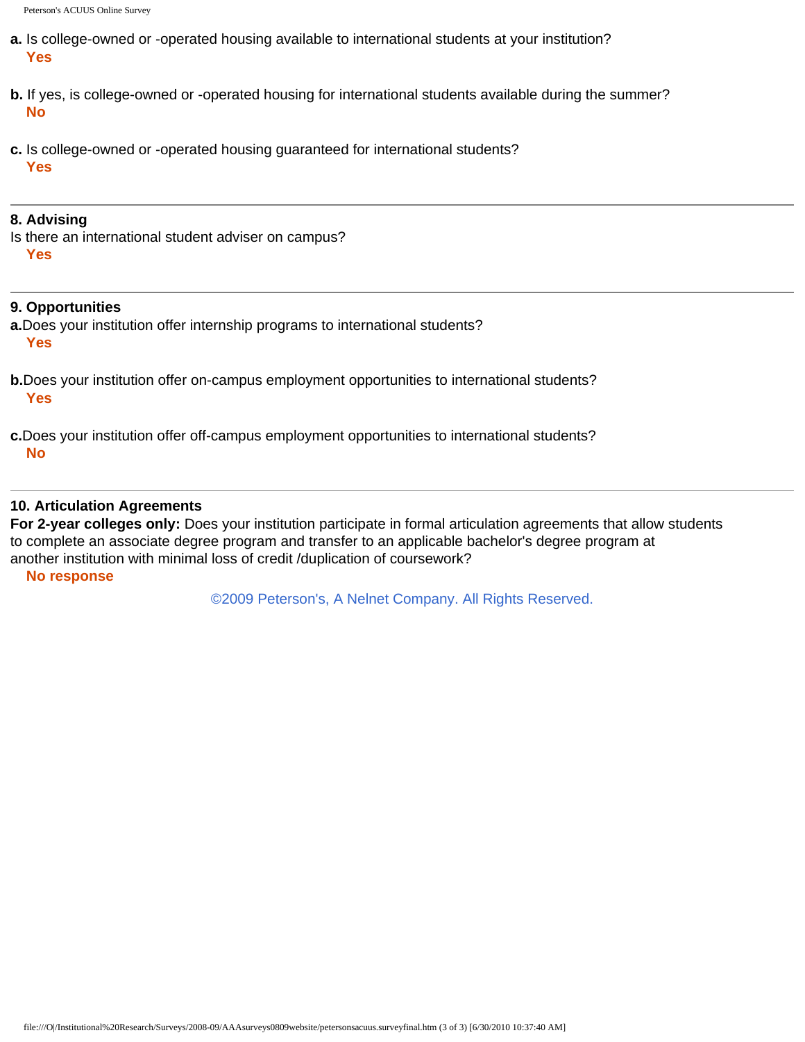**a.** Is college-owned or -operated housing available to international students at your institution?

**Yes**

**b.** If yes, is college-owned or -operated housing for international students available during the summer?

**No**

**c.** Is college-owned or -operated housing guaranteed for international students?

**Yes**

---

**8. Advising**

Is there an international student adviser on campus?

**Yes**

---

**9. Opportunities**

**a.**Does your institution offer internship programs to international students?

**Yes**

**b.**Does your institution offer on-campus employment opportunities to international students?

**Yes**

**c.**Does your institution offer off-campus employment opportunities to international students?

**No**

---

**10. Articulation Agreements**

**For 2-year colleges only:** Does your institution participate in formal articulation agreements that allow students to complete an associate degree program and transfer to an applicable bachelor's degree program at another institution with minimal loss of credit /duplication of coursework?

**No response**

©2009 Peterson's, A Nelnet Company. All Rights Reserved.